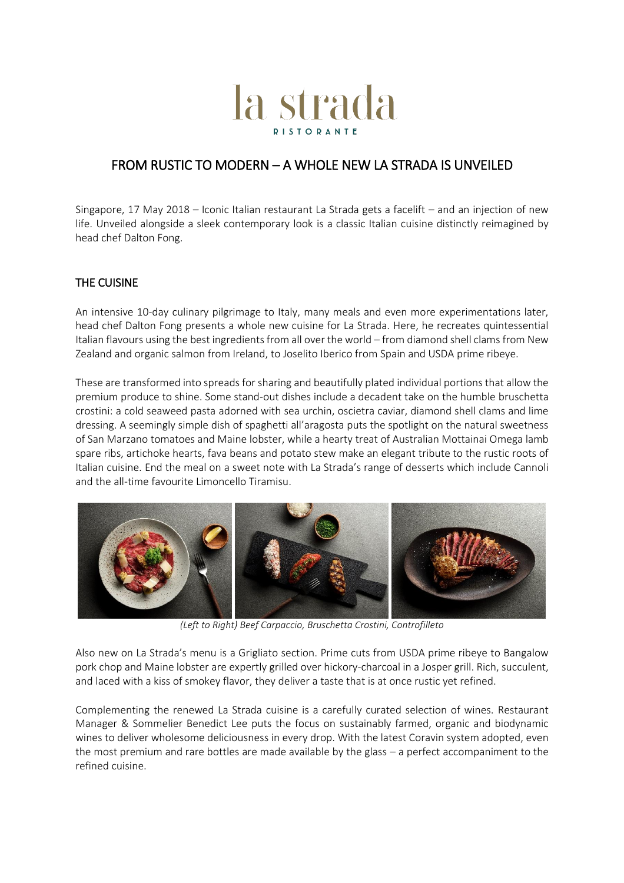# la strada

RISTORANTE

## FROM RUSTIC TO MODERN – A WHOLE NEW LA STRADA IS UNVEILED

Singapore, 17 May 2018 – Iconic Italian restaurant La Strada gets a facelift – and an injection of new life. Unveiled alongside a sleek contemporary look is a classic Italian cuisine distinctly reimagined by head chef Dalton Fong.

### THE CUISINE

An intensive 10-day culinary pilgrimage to Italy, many meals and even more experimentations later, head chef Dalton Fong presents a whole new cuisine for La Strada. Here, he recreates quintessential Italian flavours using the best ingredients from all over the world – from diamond shell clams from New Zealand and organic salmon from Ireland, to Joselito Iberico from Spain and USDA prime ribeye.

These are transformed into spreads for sharing and beautifully plated individual portions that allow the premium produce to shine. Some stand-out dishes include a decadent take on the humble bruschetta crostini: a cold seaweed pasta adorned with sea urchin, oscietra caviar, diamond shell clams and lime dressing. A seemingly simple dish of spaghetti all'aragosta puts the spotlight on the natural sweetness of San Marzano tomatoes and Maine lobster, while a hearty treat of Australian Mottainai Omega lamb spare ribs, artichoke hearts, fava beans and potato stew make an elegant tribute to the rustic roots of Italian cuisine. End the meal on a sweet note with La Strada's range of desserts which include Cannoli and the all-time favourite Limoncello Tiramisu.

*(Left to Right) Beef Carpaccio, Bruschetta Crostini, Controfilleto*

Also new on La Strada's menu is a Grigliato section. Prime cuts from USDA prime ribeye to Bangalow pork chop and Maine lobster are expertly grilled over hickory-charcoal in a Josper grill. Rich, succulent, and laced with a kiss of smokey flavor, they deliver a taste that is at once rustic yet refined.

Complementing the renewed La Strada cuisine is a carefully curated selection of wines. Restaurant Manager & Sommelier Benedict Lee puts the focus on sustainably farmed, organic and biodynamic wines to deliver wholesome deliciousness in every drop. With the latest Coravin system adopted, even the most premium and rare bottles are made available by the glass – a perfect accompaniment to the refined cuisine.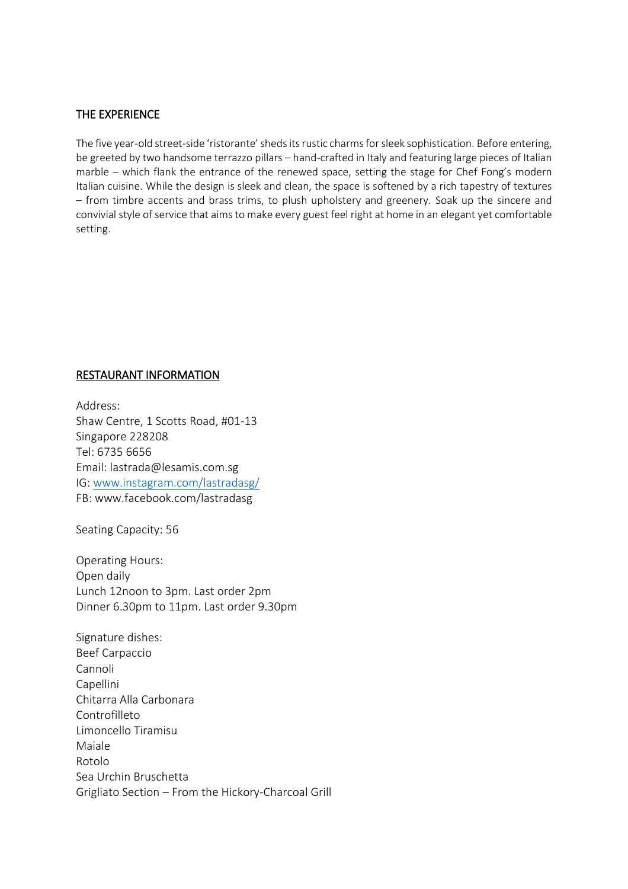## THE EXPERIENCE

The five year-old street-side 'ristorante' sheds its rustic charms for sleek sophistication. Before entering, be greeted by two handsome terrazzo pillars – hand-crafted in Italy and featuring large pieces of Italian marble – which flank the entrance of the renewed space, setting the stage for Chef Fong's modern Italian cuisine. While the design is sleek and clean, the space is softened by a rich tapestry of textures – from timbre accents and brass trims, to plush upholstery and greenery. Soak up the sincere and convivial style of service that aims to make every guest feel right at home in an elegant yet comfortable setting.

## RESTAURANT INFORMATION

Address:
Shaw Centre, 1 Scotts Road, #01-13
Singapore 228208
Tel: 6735 6656
Email: lastrada@lesamis.com.sg
IG: [www.instagram.com/lastradasg/](http://www.instagram.com/lastradasg/)
FB: www.facebook.com/lastradasg

Seating Capacity: 56

Operating Hours:
Open daily
Lunch 12noon to 3pm. Last order 2pm
Dinner 6.30pm to 11pm. Last order 9.30pm

Signature dishes:
Beef Carpaccio
Cannoli
Capellini
Chitarra Alla Carbonara
Controfilleto
Limoncello Tiramisu
Maiale
Rotolo
Sea Urchin Bruschetta
Grigliato Section – From the Hickory-Charcoal Grill